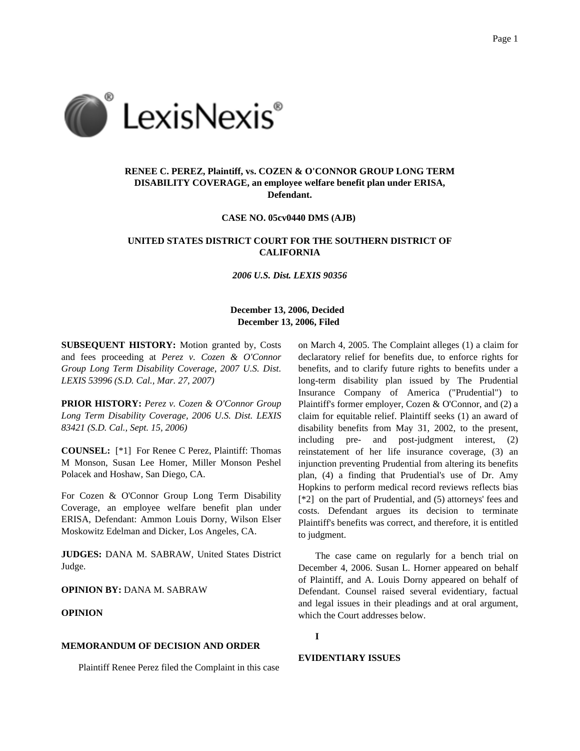**RENEE C. PEREZ, Plaintiff, vs. COZEN & O'CONNOR GROUP LONG TERM DISABILITY COVERAGE, an employee welfare benefit plan under ERISA, Defendant.**

**CASE NO. 05cv0440 DMS (AJB)**

**UNITED STATES DISTRICT COURT FOR THE SOUTHERN DISTRICT OF CALIFORNIA**

***2006 U.S. Dist. LEXIS 90356***

**December 13, 2006, Decided**
**December 13, 2006, Filed**

**SUBSEQUENT HISTORY:** Motion granted by, Costs and fees proceeding at *Perez v. Cozen & O'Connor Group Long Term Disability Coverage, 2007 U.S. Dist. LEXIS 53996 (S.D. Cal., Mar. 27, 2007)*

**PRIOR HISTORY:** *Perez v. Cozen & O'Connor Group Long Term Disability Coverage, 2006 U.S. Dist. LEXIS 83421 (S.D. Cal., Sept. 15, 2006)*

**COUNSEL:** [*1] For Renee C Perez, Plaintiff: Thomas M Monson, Susan Lee Homer, Miller Monson Peshel Polacek and Hoshaw, San Diego, CA.

For Cozen & O'Connor Group Long Term Disability Coverage, an employee welfare benefit plan under ERISA, Defendant: Ammon Louis Dorny, Wilson Elser Moskowitz Edelman and Dicker, Los Angeles, CA.

**JUDGES:** DANA M. SABRAW, United States District Judge.

**OPINION BY:** DANA M. SABRAW

**OPINION**

**MEMORANDUM OF DECISION AND ORDER**

Plaintiff Renee Perez filed the Complaint in this case on March 4, 2005. The Complaint alleges (1) a claim for declaratory relief for benefits due, to enforce rights for benefits, and to clarify future rights to benefits under a long-term disability plan issued by The Prudential Insurance Company of America ("Prudential") to Plaintiff's former employer, Cozen & O'Connor, and (2) a claim for equitable relief. Plaintiff seeks (1) an award of disability benefits from May 31, 2002, to the present, including pre- and post-judgment interest, (2) reinstatement of her life insurance coverage, (3) an injunction preventing Prudential from altering its benefits plan, (4) a finding that Prudential's use of Dr. Amy Hopkins to perform medical record reviews reflects bias [*2] on the part of Prudential, and (5) attorneys' fees and costs. Defendant argues its decision to terminate Plaintiff's benefits was correct, and therefore, it is entitled to judgment.

The case came on regularly for a bench trial on December 4, 2006. Susan L. Horner appeared on behalf of Plaintiff, and A. Louis Dorny appeared on behalf of Defendant. Counsel raised several evidentiary, factual and legal issues in their pleadings and at oral argument, which the Court addresses below.

**I**

**EVIDENTIARY ISSUES**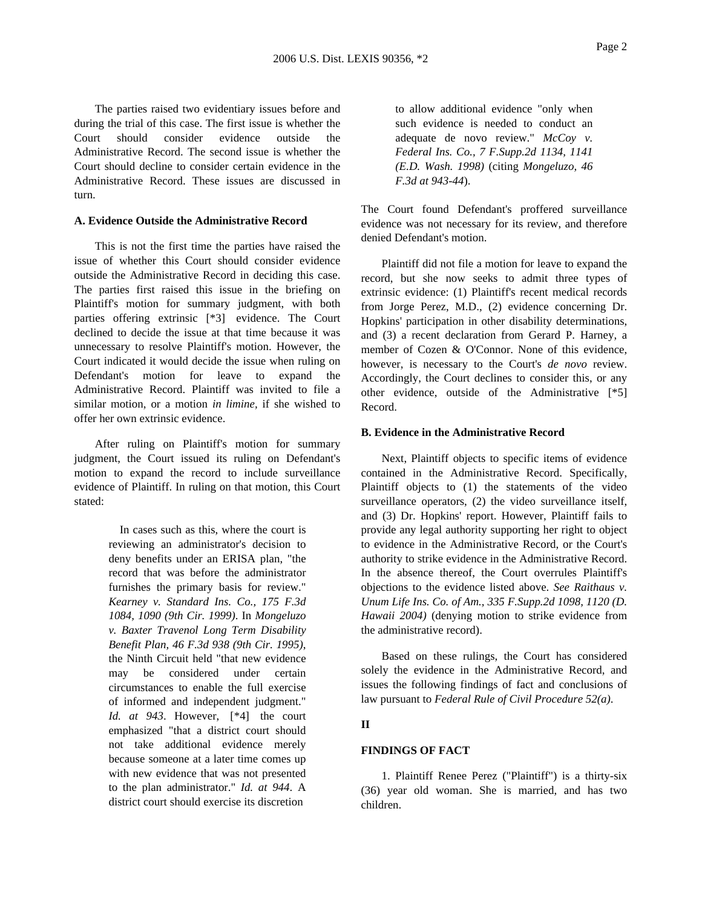The parties raised two evidentiary issues before and during the trial of this case. The first issue is whether the Court should consider evidence outside the Administrative Record. The second issue is whether the Court should decline to consider certain evidence in the Administrative Record. These issues are discussed in turn.

**A. Evidence Outside the Administrative Record**

This is not the first time the parties have raised the issue of whether this Court should consider evidence outside the Administrative Record in deciding this case. The parties first raised this issue in the briefing on Plaintiff's motion for summary judgment, with both parties offering extrinsic [*3] evidence. The Court declined to decide the issue at that time because it was unnecessary to resolve Plaintiff's motion. However, the Court indicated it would decide the issue when ruling on Defendant's motion for leave to expand the Administrative Record. Plaintiff was invited to file a similar motion, or a motion *in limine*, if she wished to offer her own extrinsic evidence.

After ruling on Plaintiff's motion for summary judgment, the Court issued its ruling on Defendant's motion to expand the record to include surveillance evidence of Plaintiff. In ruling on that motion, this Court stated:

> In cases such as this, where the court is reviewing an administrator's decision to deny benefits under an ERISA plan, "the record that was before the administrator furnishes the primary basis for review." *Kearney v. Standard Ins. Co., 175 F.3d 1084, 1090 (9th Cir. 1999)*. In *Mongeluzo v. Baxter Travenol Long Term Disability Benefit Plan, 46 F.3d 938 (9th Cir. 1995)*, the Ninth Circuit held "that new evidence may be considered under certain circumstances to enable the full exercise of informed and independent judgment." *Id. at 943*. However, [*4] the court emphasized "that a district court should not take additional evidence merely because someone at a later time comes up with new evidence that was not presented to the plan administrator." *Id. at 944*. A district court should exercise its discretion to allow additional evidence "only when such evidence is needed to conduct an adequate de novo review." *McCoy v. Federal Ins. Co., 7 F.Supp.2d 1134, 1141 (E.D. Wash. 1998)* (citing *Mongeluzo, 46 F.3d at 943-44*).

The Court found Defendant's proffered surveillance evidence was not necessary for its review, and therefore denied Defendant's motion.

Plaintiff did not file a motion for leave to expand the record, but she now seeks to admit three types of extrinsic evidence: (1) Plaintiff's recent medical records from Jorge Perez, M.D., (2) evidence concerning Dr. Hopkins' participation in other disability determinations, and (3) a recent declaration from Gerard P. Harney, a member of Cozen & O'Connor. None of this evidence, however, is necessary to the Court's *de novo* review. Accordingly, the Court declines to consider this, or any other evidence, outside of the Administrative [*5] Record.

**B. Evidence in the Administrative Record**

Next, Plaintiff objects to specific items of evidence contained in the Administrative Record. Specifically, Plaintiff objects to (1) the statements of the video surveillance operators, (2) the video surveillance itself, and (3) Dr. Hopkins' report. However, Plaintiff fails to provide any legal authority supporting her right to object to evidence in the Administrative Record, or the Court's authority to strike evidence in the Administrative Record. In the absence thereof, the Court overrules Plaintiff's objections to the evidence listed above. *See Raithaus v. Unum Life Ins. Co. of Am., 335 F.Supp.2d 1098, 1120 (D. Hawaii 2004)* (denying motion to strike evidence from the administrative record).

Based on these rulings, the Court has considered solely the evidence in the Administrative Record, and issues the following findings of fact and conclusions of law pursuant to *Federal Rule of Civil Procedure 52(a)*.

## II

## FINDINGS OF FACT

1. Plaintiff Renee Perez ("Plaintiff") is a thirty-six (36) year old woman. She is married, and has two children.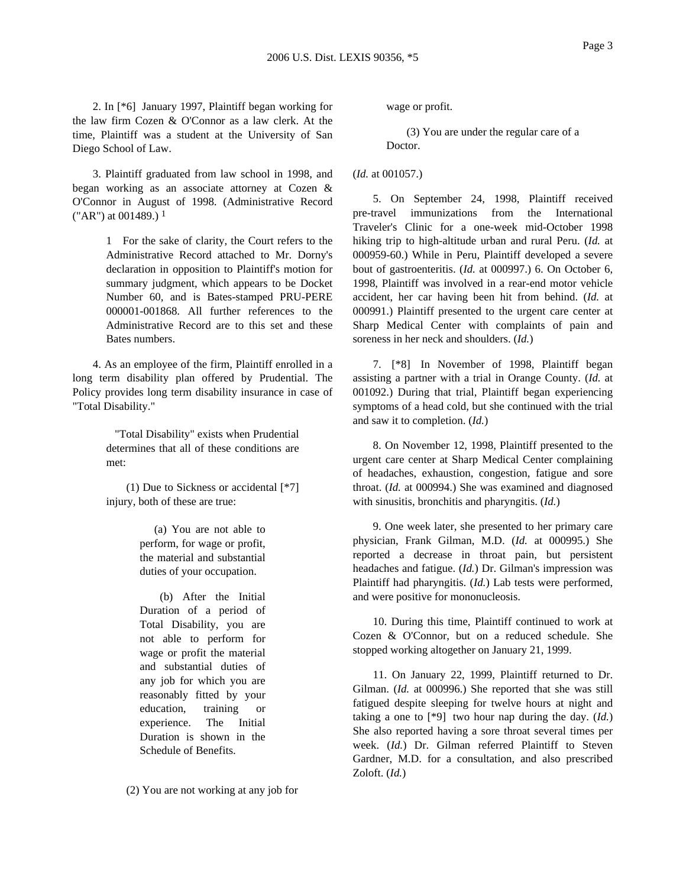2. In [*6] January 1997, Plaintiff began working for the law firm Cozen & O'Connor as a law clerk. At the time, Plaintiff was a student at the University of San Diego School of Law.

3. Plaintiff graduated from law school in 1998, and began working as an associate attorney at Cozen & O'Connor in August of 1998. (Administrative Record ("AR") at 001489.) [1]

> 1 For the sake of clarity, the Court refers to the Administrative Record attached to Mr. Dorny's declaration in opposition to Plaintiff's motion for summary judgment, which appears to be Docket Number 60, and is Bates-stamped PRU-PERE 000001-001868. All further references to the Administrative Record are to this set and these Bates numbers.

4. As an employee of the firm, Plaintiff enrolled in a long term disability plan offered by Prudential. The Policy provides long term disability insurance in case of "Total Disability."

> "Total Disability" exists when Prudential determines that all of these conditions are met:
>
> (1) Due to Sickness or accidental [*7] injury, both of these are true:
>
> > (a) You are not able to perform, for wage or profit, the material and substantial duties of your occupation.
> >
> > (b) After the Initial Duration of a period of Total Disability, you are not able to perform for wage or profit the material and substantial duties of any job for which you are reasonably fitted by your education, training or experience. The Initial Duration is shown in the Schedule of Benefits.
>
> (2) You are not working at any job for wage or profit.
>
> (3) You are under the regular care of a Doctor.

(*Id.* at 001057.)

5. On September 24, 1998, Plaintiff received pre-travel immunizations from the International Traveler's Clinic for a one-week mid-October 1998 hiking trip to high-altitude urban and rural Peru. (*Id.* at 000959-60.) While in Peru, Plaintiff developed a severe bout of gastroenteritis. (*Id.* at 000997.) 6. On October 6, 1998, Plaintiff was involved in a rear-end motor vehicle accident, her car having been hit from behind. (*Id.* at 000991.) Plaintiff presented to the urgent care center at Sharp Medical Center with complaints of pain and soreness in her neck and shoulders. (*Id.*)

7. [*8] In November of 1998, Plaintiff began assisting a partner with a trial in Orange County. (*Id.* at 001092.) During that trial, Plaintiff began experiencing symptoms of a head cold, but she continued with the trial and saw it to completion. (*Id.*)

8. On November 12, 1998, Plaintiff presented to the urgent care center at Sharp Medical Center complaining of headaches, exhaustion, congestion, fatigue and sore throat. (*Id.* at 000994.) She was examined and diagnosed with sinusitis, bronchitis and pharyngitis. (*Id.*)

9. One week later, she presented to her primary care physician, Frank Gilman, M.D. (*Id.* at 000995.) She reported a decrease in throat pain, but persistent headaches and fatigue. (*Id.*) Dr. Gilman's impression was Plaintiff had pharyngitis. (*Id.*) Lab tests were performed, and were positive for mononucleosis.

10. During this time, Plaintiff continued to work at Cozen & O'Connor, but on a reduced schedule. She stopped working altogether on January 21, 1999.

11. On January 22, 1999, Plaintiff returned to Dr. Gilman. (*Id.* at 000996.) She reported that she was still fatigued despite sleeping for twelve hours at night and taking a one to [*9] two hour nap during the day. (*Id.*) She also reported having a sore throat several times per week. (*Id.*) Dr. Gilman referred Plaintiff to Steven Gardner, M.D. for a consultation, and also prescribed Zoloft. (*Id.*)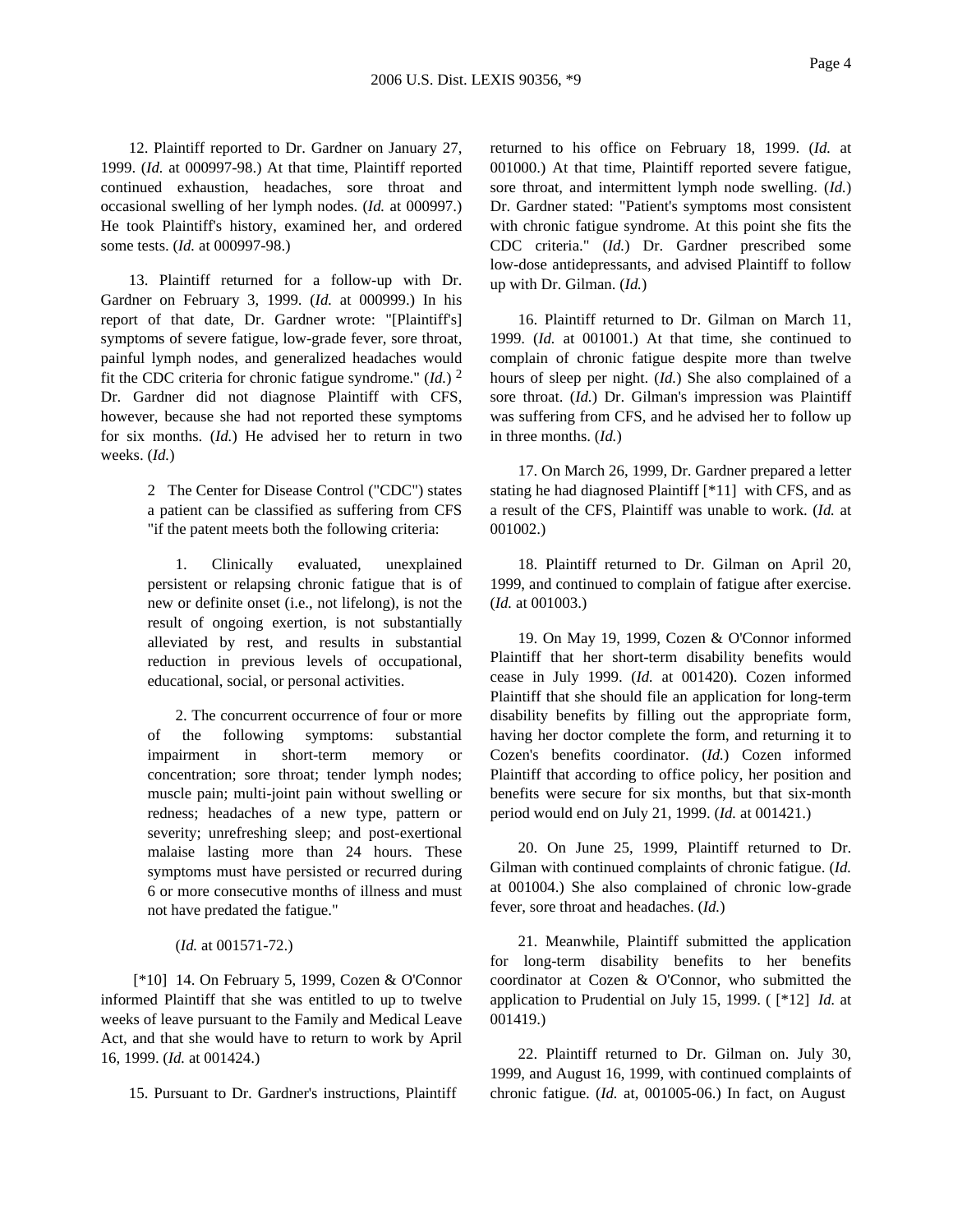12. Plaintiff reported to Dr. Gardner on January 27, 1999. (*Id.* at 000997-98.) At that time, Plaintiff reported continued exhaustion, headaches, sore throat and occasional swelling of her lymph nodes. (*Id.* at 000997.) He took Plaintiff's history, examined her, and ordered some tests. (*Id.* at 000997-98.)

13. Plaintiff returned for a follow-up with Dr. Gardner on February 3, 1999. (*Id.* at 000999.) In his report of that date, Dr. Gardner wrote: "[Plaintiff's] symptoms of severe fatigue, low-grade fever, sore throat, painful lymph nodes, and generalized headaches would fit the CDC criteria for chronic fatigue syndrome." (*Id.*) [2] Dr. Gardner did not diagnose Plaintiff with CFS, however, because she had not reported these symptoms for six months. (*Id.*) He advised her to return in two weeks. (*Id.*)

> 2 The Center for Disease Control ("CDC") states a patient can be classified as suffering from CFS "if the patent meets both the following criteria:
>
> 1. Clinically evaluated, unexplained persistent or relapsing chronic fatigue that is of new or definite onset (i.e., not lifelong), is not the result of ongoing exertion, is not substantially alleviated by rest, and results in substantial reduction in previous levels of occupational, educational, social, or personal activities.
>
> 2. The concurrent occurrence of four or more of the following symptoms: substantial impairment in short-term memory or concentration; sore throat; tender lymph nodes; muscle pain; multi-joint pain without swelling or redness; headaches of a new type, pattern or severity; unrefreshing sleep; and post-exertional malaise lasting more than 24 hours. These symptoms must have persisted or recurred during 6 or more consecutive months of illness and must not have predated the fatigue."
>
> (*Id.* at 001571-72.)

[*10] 14. On February 5, 1999, Cozen & O'Connor informed Plaintiff that she was entitled to up to twelve weeks of leave pursuant to the Family and Medical Leave Act, and that she would have to return to work by April 16, 1999. (*Id.* at 001424.)

15. Pursuant to Dr. Gardner's instructions, Plaintiff returned to his office on February 18, 1999. (*Id.* at 001000.) At that time, Plaintiff reported severe fatigue, sore throat, and intermittent lymph node swelling. (*Id.*) Dr. Gardner stated: "Patient's symptoms most consistent with chronic fatigue syndrome. At this point she fits the CDC criteria." (*Id.*) Dr. Gardner prescribed some low-dose antidepressants, and advised Plaintiff to follow up with Dr. Gilman. (*Id.*)

16. Plaintiff returned to Dr. Gilman on March 11, 1999. (*Id.* at 001001.) At that time, she continued to complain of chronic fatigue despite more than twelve hours of sleep per night. (*Id.*) She also complained of a sore throat. (*Id.*) Dr. Gilman's impression was Plaintiff was suffering from CFS, and he advised her to follow up in three months. (*Id.*)

17. On March 26, 1999, Dr. Gardner prepared a letter stating he had diagnosed Plaintiff [*11] with CFS, and as a result of the CFS, Plaintiff was unable to work. (*Id.* at 001002.)

18. Plaintiff returned to Dr. Gilman on April 20, 1999, and continued to complain of fatigue after exercise. (*Id.* at 001003.)

19. On May 19, 1999, Cozen & O'Connor informed Plaintiff that her short-term disability benefits would cease in July 1999. (*Id.* at 001420). Cozen informed Plaintiff that she should file an application for long-term disability benefits by filling out the appropriate form, having her doctor complete the form, and returning it to Cozen's benefits coordinator. (*Id.*) Cozen informed Plaintiff that according to office policy, her position and benefits were secure for six months, but that six-month period would end on July 21, 1999. (*Id.* at 001421.)

20. On June 25, 1999, Plaintiff returned to Dr. Gilman with continued complaints of chronic fatigue. (*Id.* at 001004.) She also complained of chronic low-grade fever, sore throat and headaches. (*Id.*)

21. Meanwhile, Plaintiff submitted the application for long-term disability benefits to her benefits coordinator at Cozen & O'Connor, who submitted the application to Prudential on July 15, 1999. ( [*12] *Id.* at 001419.)

22. Plaintiff returned to Dr. Gilman on. July 30, 1999, and August 16, 1999, with continued complaints of chronic fatigue. (*Id.* at, 001005-06.) In fact, on August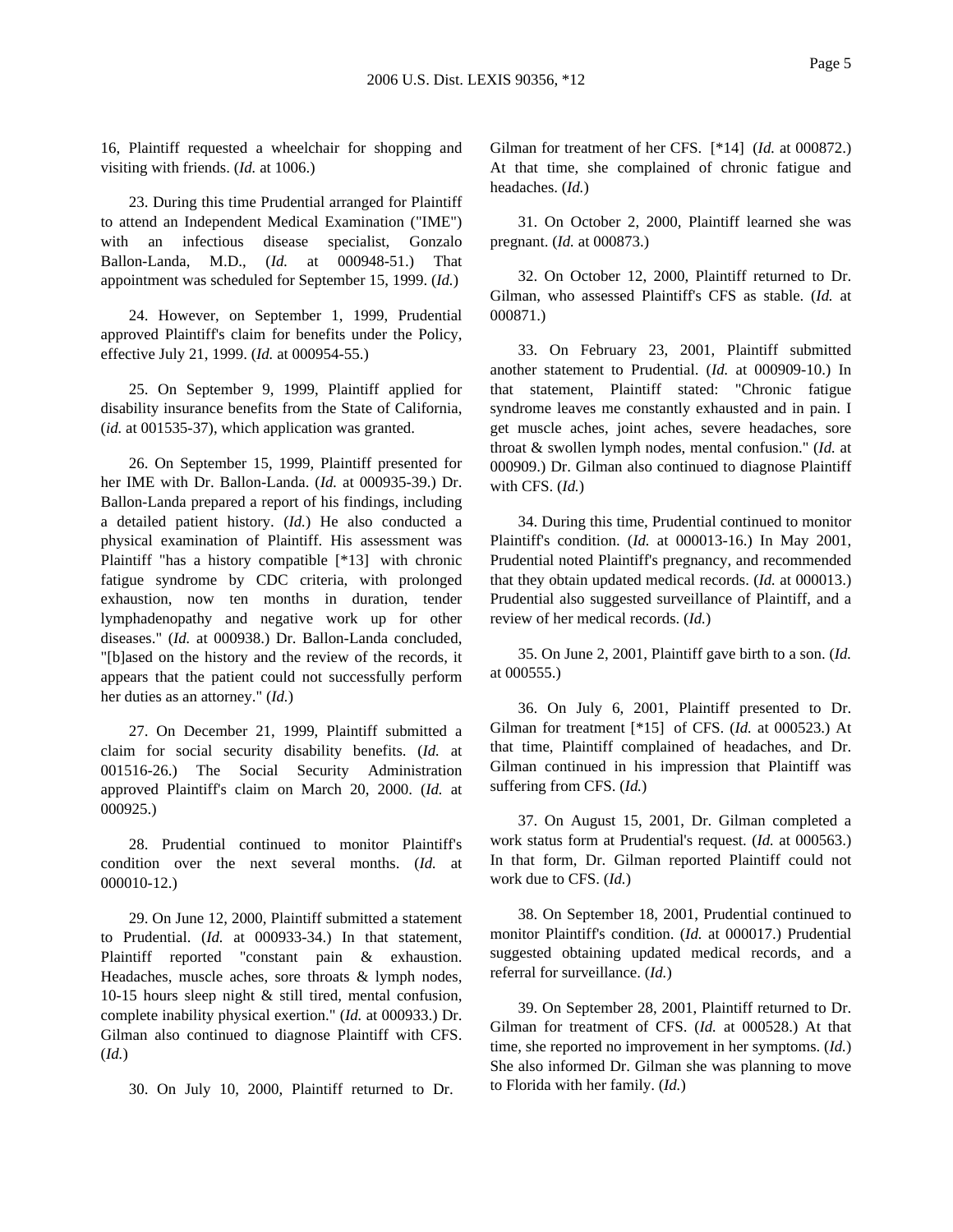16, Plaintiff requested a wheelchair for shopping and visiting with friends. (*Id.* at 1006.)

23. During this time Prudential arranged for Plaintiff to attend an Independent Medical Examination ("IME") with an infectious disease specialist, Gonzalo Ballon-Landa, M.D., (*Id.* at 000948-51.) That appointment was scheduled for September 15, 1999. (*Id.*)

24. However, on September 1, 1999, Prudential approved Plaintiff's claim for benefits under the Policy, effective July 21, 1999. (*Id.* at 000954-55.)

25. On September 9, 1999, Plaintiff applied for disability insurance benefits from the State of California, (*id.* at 001535-37), which application was granted.

26. On September 15, 1999, Plaintiff presented for her IME with Dr. Ballon-Landa. (*Id.* at 000935-39.) Dr. Ballon-Landa prepared a report of his findings, including a detailed patient history. (*Id.*) He also conducted a physical examination of Plaintiff. His assessment was Plaintiff "has a history compatible [*13] with chronic fatigue syndrome by CDC criteria, with prolonged exhaustion, now ten months in duration, tender lymphadenopathy and negative work up for other diseases." (*Id.* at 000938.) Dr. Ballon-Landa concluded, "[b]ased on the history and the review of the records, it appears that the patient could not successfully perform her duties as an attorney." (*Id.*)

27. On December 21, 1999, Plaintiff submitted a claim for social security disability benefits. (*Id.* at 001516-26.) The Social Security Administration approved Plaintiff's claim on March 20, 2000. (*Id.* at 000925.)

28. Prudential continued to monitor Plaintiff's condition over the next several months. (*Id.* at 000010-12.)

29. On June 12, 2000, Plaintiff submitted a statement to Prudential. (*Id.* at 000933-34.) In that statement, Plaintiff reported "constant pain & exhaustion. Headaches, muscle aches, sore throats & lymph nodes, 10-15 hours sleep night & still tired, mental confusion, complete inability physical exertion." (*Id.* at 000933.) Dr. Gilman also continued to diagnose Plaintiff with CFS. (*Id.*)

30. On July 10, 2000, Plaintiff returned to Dr. Gilman for treatment of her CFS. [*14] (*Id.* at 000872.) At that time, she complained of chronic fatigue and headaches. (*Id.*)

31. On October 2, 2000, Plaintiff learned she was pregnant. (*Id.* at 000873.)

32. On October 12, 2000, Plaintiff returned to Dr. Gilman, who assessed Plaintiff's CFS as stable. (*Id.* at 000871.)

33. On February 23, 2001, Plaintiff submitted another statement to Prudential. (*Id.* at 000909-10.) In that statement, Plaintiff stated: "Chronic fatigue syndrome leaves me constantly exhausted and in pain. I get muscle aches, joint aches, severe headaches, sore throat & swollen lymph nodes, mental confusion." (*Id.* at 000909.) Dr. Gilman also continued to diagnose Plaintiff with CFS. (*Id.*)

34. During this time, Prudential continued to monitor Plaintiff's condition. (*Id.* at 000013-16.) In May 2001, Prudential noted Plaintiff's pregnancy, and recommended that they obtain updated medical records. (*Id.* at 000013.) Prudential also suggested surveillance of Plaintiff, and a review of her medical records. (*Id.*)

35. On June 2, 2001, Plaintiff gave birth to a son. (*Id.* at 000555.)

36. On July 6, 2001, Plaintiff presented to Dr. Gilman for treatment [*15] of CFS. (*Id.* at 000523.) At that time, Plaintiff complained of headaches, and Dr. Gilman continued in his impression that Plaintiff was suffering from CFS. (*Id.*)

37. On August 15, 2001, Dr. Gilman completed a work status form at Prudential's request. (*Id.* at 000563.) In that form, Dr. Gilman reported Plaintiff could not work due to CFS. (*Id.*)

38. On September 18, 2001, Prudential continued to monitor Plaintiff's condition. (*Id.* at 000017.) Prudential suggested obtaining updated medical records, and a referral for surveillance. (*Id.*)

39. On September 28, 2001, Plaintiff returned to Dr. Gilman for treatment of CFS. (*Id.* at 000528.) At that time, she reported no improvement in her symptoms. (*Id.*) She also informed Dr. Gilman she was planning to move to Florida with her family. (*Id.*)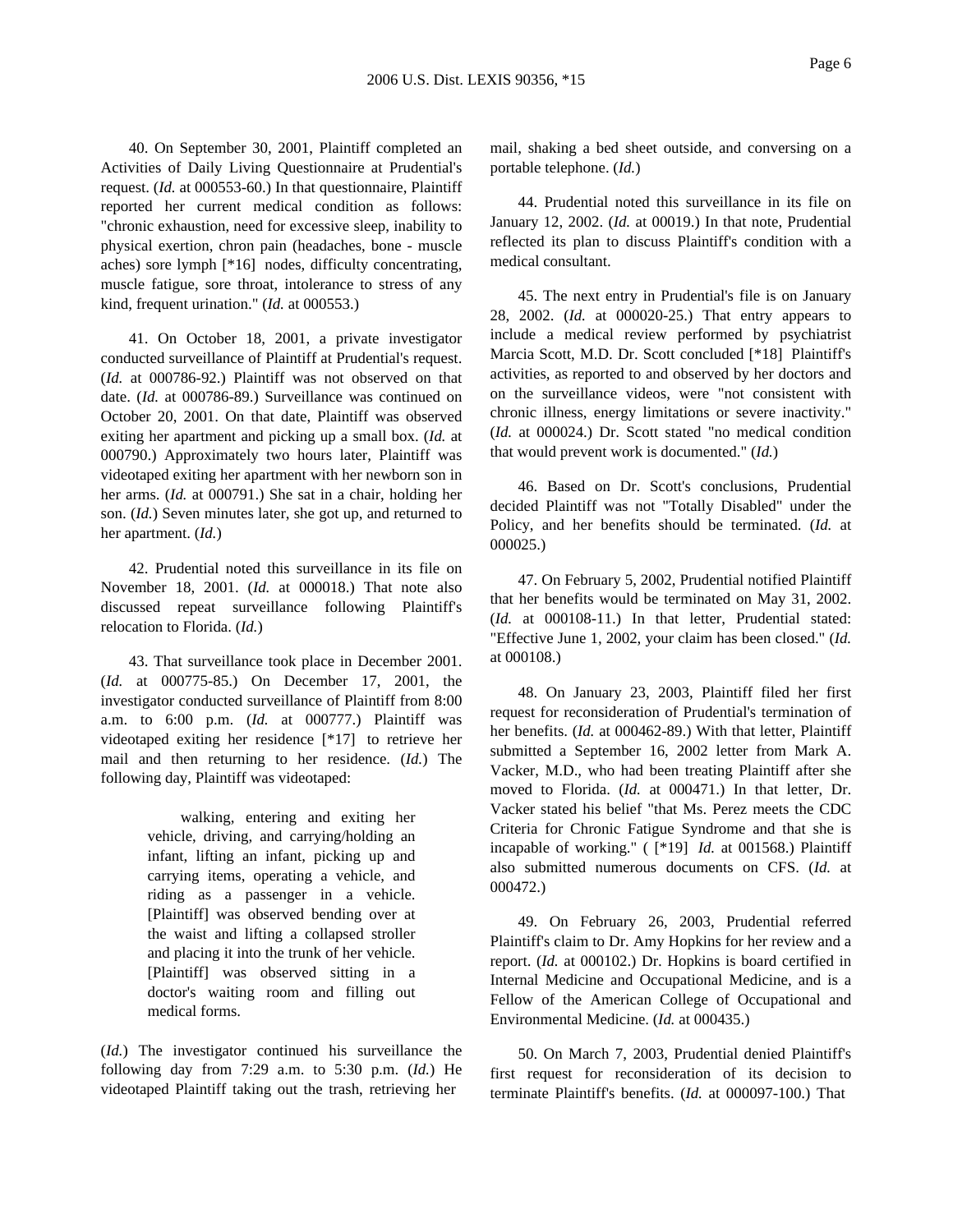40. On September 30, 2001, Plaintiff completed an Activities of Daily Living Questionnaire at Prudential's request. (*Id.* at 000553-60.) In that questionnaire, Plaintiff reported her current medical condition as follows: "chronic exhaustion, need for excessive sleep, inability to physical exertion, chron pain (headaches, bone - muscle aches) sore lymph [*16] nodes, difficulty concentrating, muscle fatigue, sore throat, intolerance to stress of any kind, frequent urination." (*Id.* at 000553.)

41. On October 18, 2001, a private investigator conducted surveillance of Plaintiff at Prudential's request. (*Id.* at 000786-92.) Plaintiff was not observed on that date. (*Id.* at 000786-89.) Surveillance was continued on October 20, 2001. On that date, Plaintiff was observed exiting her apartment and picking up a small box. (*Id.* at 000790.) Approximately two hours later, Plaintiff was videotaped exiting her apartment with her newborn son in her arms. (*Id.* at 000791.) She sat in a chair, holding her son. (*Id.*) Seven minutes later, she got up, and returned to her apartment. (*Id.*)

42. Prudential noted this surveillance in its file on November 18, 2001. (*Id.* at 000018.) That note also discussed repeat surveillance following Plaintiff's relocation to Florida. (*Id.*)

43. That surveillance took place in December 2001. (*Id.* at 000775-85.) On December 17, 2001, the investigator conducted surveillance of Plaintiff from 8:00 a.m. to 6:00 p.m. (*Id.* at 000777.) Plaintiff was videotaped exiting her residence [*17] to retrieve her mail and then returning to her residence. (*Id.*) The following day, Plaintiff was videotaped:

> walking, entering and exiting her vehicle, driving, and carrying/holding an infant, lifting an infant, picking up and carrying items, operating a vehicle, and riding as a passenger in a vehicle. [Plaintiff] was observed bending over at the waist and lifting a collapsed stroller and placing it into the trunk of her vehicle. [Plaintiff] was observed sitting in a doctor's waiting room and filling out medical forms.

(*Id.*) The investigator continued his surveillance the following day from 7:29 a.m. to 5:30 p.m. (*Id.*) He videotaped Plaintiff taking out the trash, retrieving her mail, shaking a bed sheet outside, and conversing on a portable telephone. (*Id.*)

44. Prudential noted this surveillance in its file on January 12, 2002. (*Id.* at 00019.) In that note, Prudential reflected its plan to discuss Plaintiff's condition with a medical consultant.

45. The next entry in Prudential's file is on January 28, 2002. (*Id.* at 000020-25.) That entry appears to include a medical review performed by psychiatrist Marcia Scott, M.D. Dr. Scott concluded [*18] Plaintiff's activities, as reported to and observed by her doctors and on the surveillance videos, were "not consistent with chronic illness, energy limitations or severe inactivity." (*Id.* at 000024.) Dr. Scott stated "no medical condition that would prevent work is documented." (*Id.*)

46. Based on Dr. Scott's conclusions, Prudential decided Plaintiff was not "Totally Disabled" under the Policy, and her benefits should be terminated. (*Id.* at 000025.)

47. On February 5, 2002, Prudential notified Plaintiff that her benefits would be terminated on May 31, 2002. (*Id.* at 000108-11.) In that letter, Prudential stated: "Effective June 1, 2002, your claim has been closed." (*Id.* at 000108.)

48. On January 23, 2003, Plaintiff filed her first request for reconsideration of Prudential's termination of her benefits. (*Id.* at 000462-89.) With that letter, Plaintiff submitted a September 16, 2002 letter from Mark A. Vacker, M.D., who had been treating Plaintiff after she moved to Florida. (*Id.* at 000471.) In that letter, Dr. Vacker stated his belief "that Ms. Perez meets the CDC Criteria for Chronic Fatigue Syndrome and that she is incapable of working." ( [*19] *Id.* at 001568.) Plaintiff also submitted numerous documents on CFS. (*Id.* at 000472.)

49. On February 26, 2003, Prudential referred Plaintiff's claim to Dr. Amy Hopkins for her review and a report. (*Id.* at 000102.) Dr. Hopkins is board certified in Internal Medicine and Occupational Medicine, and is a Fellow of the American College of Occupational and Environmental Medicine. (*Id.* at 000435.)

50. On March 7, 2003, Prudential denied Plaintiff's first request for reconsideration of its decision to terminate Plaintiff's benefits. (*Id.* at 000097-100.) That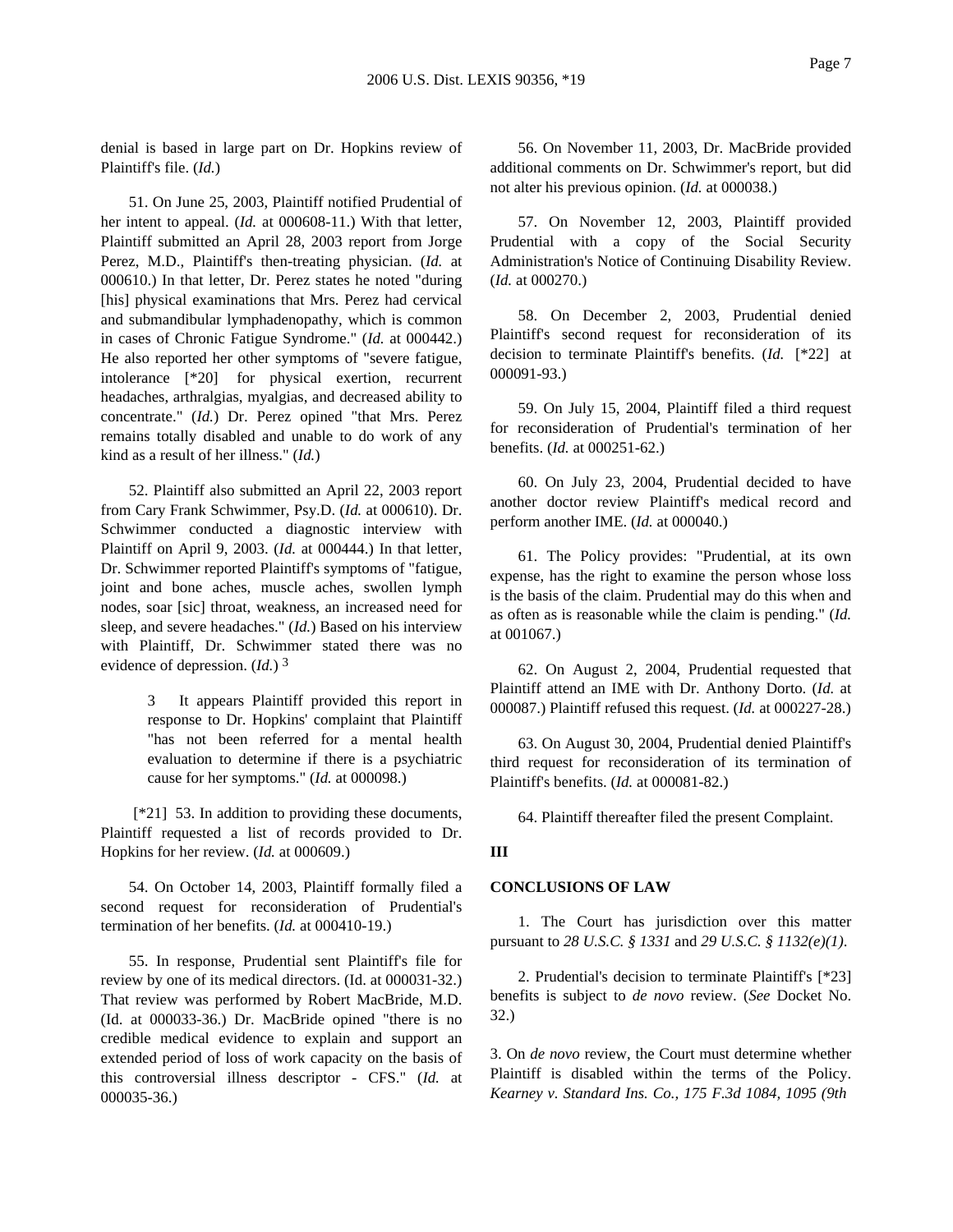denial is based in large part on Dr. Hopkins review of Plaintiff's file. (*Id.*)

51. On June 25, 2003, Plaintiff notified Prudential of her intent to appeal. (*Id.* at 000608-11.) With that letter, Plaintiff submitted an April 28, 2003 report from Jorge Perez, M.D., Plaintiff's then-treating physician. (*Id.* at 000610.) In that letter, Dr. Perez states he noted "during [his] physical examinations that Mrs. Perez had cervical and submandibular lymphadenopathy, which is common in cases of Chronic Fatigue Syndrome." (*Id.* at 000442.) He also reported her other symptoms of "severe fatigue, intolerance [*20] for physical exertion, recurrent headaches, arthralgias, myalgias, and decreased ability to concentrate." (*Id.*) Dr. Perez opined "that Mrs. Perez remains totally disabled and unable to do work of any kind as a result of her illness." (*Id.*)

52. Plaintiff also submitted an April 22, 2003 report from Cary Frank Schwimmer, Psy.D. (*Id.* at 000610). Dr. Schwimmer conducted a diagnostic interview with Plaintiff on April 9, 2003. (*Id.* at 000444.) In that letter, Dr. Schwimmer reported Plaintiff's symptoms of "fatigue, joint and bone aches, muscle aches, swollen lymph nodes, soar [sic] throat, weakness, an increased need for sleep, and severe headaches." (*Id.*) Based on his interview with Plaintiff, Dr. Schwimmer stated there was no evidence of depression. (*Id.*) [3]

> 3 It appears Plaintiff provided this report in response to Dr. Hopkins' complaint that Plaintiff "has not been referred for a mental health evaluation to determine if there is a psychiatric cause for her symptoms." (*Id.* at 000098.)

[*21] 53. In addition to providing these documents, Plaintiff requested a list of records provided to Dr. Hopkins for her review. (*Id.* at 000609.)

54. On October 14, 2003, Plaintiff formally filed a second request for reconsideration of Prudential's termination of her benefits. (*Id.* at 000410-19.)

55. In response, Prudential sent Plaintiff's file for review by one of its medical directors. (Id. at 000031-32.) That review was performed by Robert MacBride, M.D. (Id. at 000033-36.) Dr. MacBride opined "there is no credible medical evidence to explain and support an extended period of loss of work capacity on the basis of this controversial illness descriptor - CFS." (*Id.* at 000035-36.)

56. On November 11, 2003, Dr. MacBride provided additional comments on Dr. Schwimmer's report, but did not alter his previous opinion. (*Id.* at 000038.)

57. On November 12, 2003, Plaintiff provided Prudential with a copy of the Social Security Administration's Notice of Continuing Disability Review. (*Id.* at 000270.)

58. On December 2, 2003, Prudential denied Plaintiff's second request for reconsideration of its decision to terminate Plaintiff's benefits. (*Id.* [*22] at 000091-93.)

59. On July 15, 2004, Plaintiff filed a third request for reconsideration of Prudential's termination of her benefits. (*Id.* at 000251-62.)

60. On July 23, 2004, Prudential decided to have another doctor review Plaintiff's medical record and perform another IME. (*Id.* at 000040.)

61. The Policy provides: "Prudential, at its own expense, has the right to examine the person whose loss is the basis of the claim. Prudential may do this when and as often as is reasonable while the claim is pending." (*Id.* at 001067.)

62. On August 2, 2004, Prudential requested that Plaintiff attend an IME with Dr. Anthony Dorto. (*Id.* at 000087.) Plaintiff refused this request. (*Id.* at 000227-28.)

63. On August 30, 2004, Prudential denied Plaintiff's third request for reconsideration of its termination of Plaintiff's benefits. (*Id.* at 000081-82.)

64. Plaintiff thereafter filed the present Complaint.

**III**

**CONCLUSIONS OF LAW**

1. The Court has jurisdiction over this matter pursuant to *28 U.S.C. § 1331* and *29 U.S.C. § 1132(e)(1)*.

2. Prudential's decision to terminate Plaintiff's [*23] benefits is subject to *de novo* review. (*See* Docket No. 32.)

3. On *de novo* review, the Court must determine whether Plaintiff is disabled within the terms of the Policy. *Kearney v. Standard Ins. Co., 175 F.3d 1084, 1095 (9th*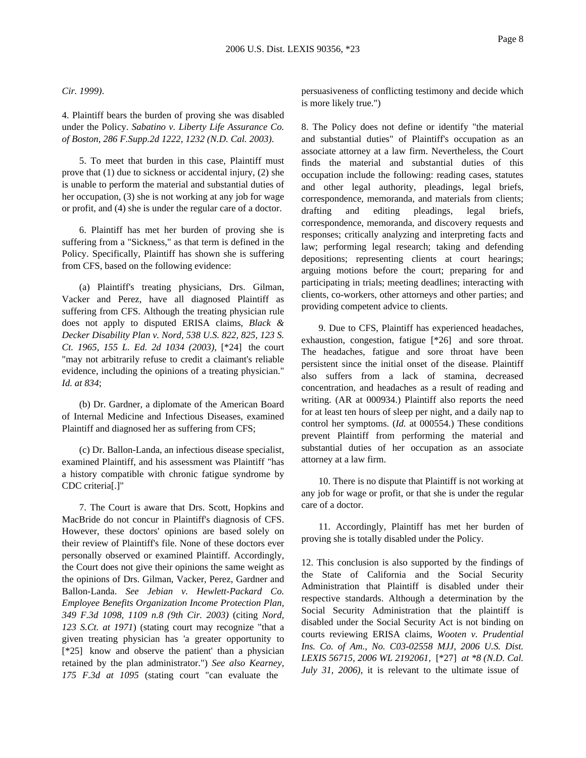*Cir. 1999)*.

4. Plaintiff bears the burden of proving she was disabled under the Policy. *Sabatino v. Liberty Life Assurance Co. of Boston, 286 F.Supp.2d 1222, 1232 (N.D. Cal. 2003)*.

5. To meet that burden in this case, Plaintiff must prove that (1) due to sickness or accidental injury, (2) she is unable to perform the material and substantial duties of her occupation, (3) she is not working at any job for wage or profit, and (4) she is under the regular care of a doctor.

6. Plaintiff has met her burden of proving she is suffering from a "Sickness," as that term is defined in the Policy. Specifically, Plaintiff has shown she is suffering from CFS, based on the following evidence:

(a) Plaintiff's treating physicians, Drs. Gilman, Vacker and Perez, have all diagnosed Plaintiff as suffering from CFS. Although the treating physician rule does not apply to disputed ERISA claims, *Black & Decker Disability Plan v. Nord, 538 U.S. 822, 825, 123 S. Ct. 1965, 155 L. Ed. 2d 1034 (2003),* [*24] the court "may not arbitrarily refuse to credit a claimant's reliable evidence, including the opinions of a treating physician." *Id. at 834*;

(b) Dr. Gardner, a diplomate of the American Board of Internal Medicine and Infectious Diseases, examined Plaintiff and diagnosed her as suffering from CFS;

(c) Dr. Ballon-Landa, an infectious disease specialist, examined Plaintiff, and his assessment was Plaintiff "has a history compatible with chronic fatigue syndrome by CDC criteria[.]"

7. The Court is aware that Drs. Scott, Hopkins and MacBride do not concur in Plaintiff's diagnosis of CFS. However, these doctors' opinions are based solely on their review of Plaintiff's file. None of these doctors ever personally observed or examined Plaintiff. Accordingly, the Court does not give their opinions the same weight as the opinions of Drs. Gilman, Vacker, Perez, Gardner and Ballon-Landa. *See Jebian v. Hewlett-Packard Co. Employee Benefits Organization Income Protection Plan, 349 F.3d 1098, 1109 n.8 (9th Cir. 2003)* (citing *Nord, 123 S.Ct. at 1971*) (stating court may recognize "that a given treating physician has 'a greater opportunity to [*25] know and observe the patient' than a physician retained by the plan administrator.") *See also Kearney, 175 F.3d at 1095* (stating court "can evaluate the persuasiveness of conflicting testimony and decide which is more likely true.")

8. The Policy does not define or identify "the material and substantial duties" of Plaintiff's occupation as an associate attorney at a law firm. Nevertheless, the Court finds the material and substantial duties of this occupation include the following: reading cases, statutes and other legal authority, pleadings, legal briefs, correspondence, memoranda, and materials from clients; drafting and editing pleadings, legal briefs, correspondence, memoranda, and discovery requests and responses; critically analyzing and interpreting facts and law; performing legal research; taking and defending depositions; representing clients at court hearings; arguing motions before the court; preparing for and participating in trials; meeting deadlines; interacting with clients, co-workers, other attorneys and other parties; and providing competent advice to clients.

9. Due to CFS, Plaintiff has experienced headaches, exhaustion, congestion, fatigue [*26] and sore throat. The headaches, fatigue and sore throat have been persistent since the initial onset of the disease. Plaintiff also suffers from a lack of stamina, decreased concentration, and headaches as a result of reading and writing. (AR at 000934.) Plaintiff also reports the need for at least ten hours of sleep per night, and a daily nap to control her symptoms. (*Id.* at 000554.) These conditions prevent Plaintiff from performing the material and substantial duties of her occupation as an associate attorney at a law firm.

10. There is no dispute that Plaintiff is not working at any job for wage or profit, or that she is under the regular care of a doctor.

11. Accordingly, Plaintiff has met her burden of proving she is totally disabled under the Policy.

12. This conclusion is also supported by the findings of the State of California and the Social Security Administration that Plaintiff is disabled under their respective standards. Although a determination by the Social Security Administration that the plaintiff is disabled under the Social Security Act is not binding on courts reviewing ERISA claims, *Wooten v. Prudential Ins. Co. of Am., No. C03-02558 MJJ, 2006 U.S. Dist. LEXIS 56715, 2006 WL 2192061,* [*27] *at \*8 (N.D. Cal. July 31, 2006)*, it is relevant to the ultimate issue of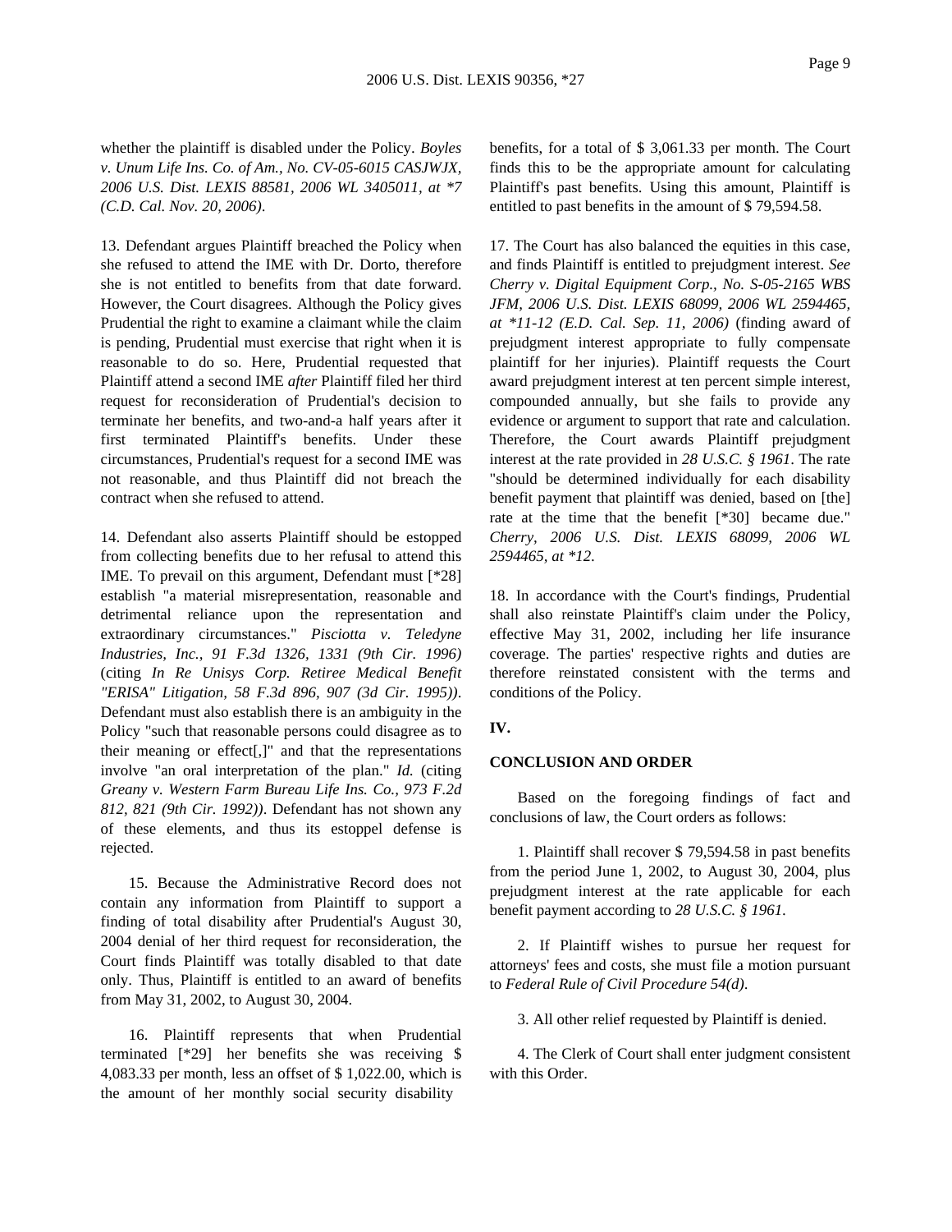whether the plaintiff is disabled under the Policy. *Boyles v. Unum Life Ins. Co. of Am., No. CV-05-6015 CASJWJX, 2006 U.S. Dist. LEXIS 88581, 2006 WL 3405011, at *7 (C.D. Cal. Nov. 20, 2006)*.

13. Defendant argues Plaintiff breached the Policy when she refused to attend the IME with Dr. Dorto, therefore she is not entitled to benefits from that date forward. However, the Court disagrees. Although the Policy gives Prudential the right to examine a claimant while the claim is pending, Prudential must exercise that right when it is reasonable to do so. Here, Prudential requested that Plaintiff attend a second IME *after* Plaintiff filed her third request for reconsideration of Prudential's decision to terminate her benefits, and two-and-a half years after it first terminated Plaintiff's benefits. Under these circumstances, Prudential's request for a second IME was not reasonable, and thus Plaintiff did not breach the contract when she refused to attend.

14. Defendant also asserts Plaintiff should be estopped from collecting benefits due to her refusal to attend this IME. To prevail on this argument, Defendant must [*28] establish "a material misrepresentation, reasonable and detrimental reliance upon the representation and extraordinary circumstances." *Pisciotta v. Teledyne Industries, Inc., 91 F.3d 1326, 1331 (9th Cir. 1996)* (citing *In Re Unisys Corp. Retiree Medical Benefit "ERISA" Litigation, 58 F.3d 896, 907 (3d Cir. 1995))*. Defendant must also establish there is an ambiguity in the Policy "such that reasonable persons could disagree as to their meaning or effect[,]" and that the representations involve "an oral interpretation of the plan." *Id.* (citing *Greany v. Western Farm Bureau Life Ins. Co., 973 F.2d 812, 821 (9th Cir. 1992))*. Defendant has not shown any of these elements, and thus its estoppel defense is rejected.

15. Because the Administrative Record does not contain any information from Plaintiff to support a finding of total disability after Prudential's August 30, 2004 denial of her third request for reconsideration, the Court finds Plaintiff was totally disabled to that date only. Thus, Plaintiff is entitled to an award of benefits from May 31, 2002, to August 30, 2004.

16. Plaintiff represents that when Prudential terminated [*29] her benefits she was receiving $ 4,083.33 per month, less an offset of $ 1,022.00, which is the amount of her monthly social security disability benefits, for a total of $ 3,061.33 per month. The Court finds this to be the appropriate amount for calculating Plaintiff's past benefits. Using this amount, Plaintiff is entitled to past benefits in the amount of $ 79,594.58.

17. The Court has also balanced the equities in this case, and finds Plaintiff is entitled to prejudgment interest. *See Cherry v. Digital Equipment Corp., No. S-05-2165 WBS JFM, 2006 U.S. Dist. LEXIS 68099, 2006 WL 2594465, at *11-12 (E.D. Cal. Sep. 11, 2006)* (finding award of prejudgment interest appropriate to fully compensate plaintiff for her injuries). Plaintiff requests the Court award prejudgment interest at ten percent simple interest, compounded annually, but she fails to provide any evidence or argument to support that rate and calculation. Therefore, the Court awards Plaintiff prejudgment interest at the rate provided in *28 U.S.C. § 1961*. The rate "should be determined individually for each disability benefit payment that plaintiff was denied, based on [the] rate at the time that the benefit [*30] became due." *Cherry, 2006 U.S. Dist. LEXIS 68099, 2006 WL 2594465, at *12*.

18. In accordance with the Court's findings, Prudential shall also reinstate Plaintiff's claim under the Policy, effective May 31, 2002, including her life insurance coverage. The parties' respective rights and duties are therefore reinstated consistent with the terms and conditions of the Policy.

## IV.

## CONCLUSION AND ORDER

Based on the foregoing findings of fact and conclusions of law, the Court orders as follows:

1. Plaintiff shall recover $ 79,594.58 in past benefits from the period June 1, 2002, to August 30, 2004, plus prejudgment interest at the rate applicable for each benefit payment according to *28 U.S.C. § 1961*.

2. If Plaintiff wishes to pursue her request for attorneys' fees and costs, she must file a motion pursuant to *Federal Rule of Civil Procedure 54(d)*.

3. All other relief requested by Plaintiff is denied.

4. The Clerk of Court shall enter judgment consistent with this Order.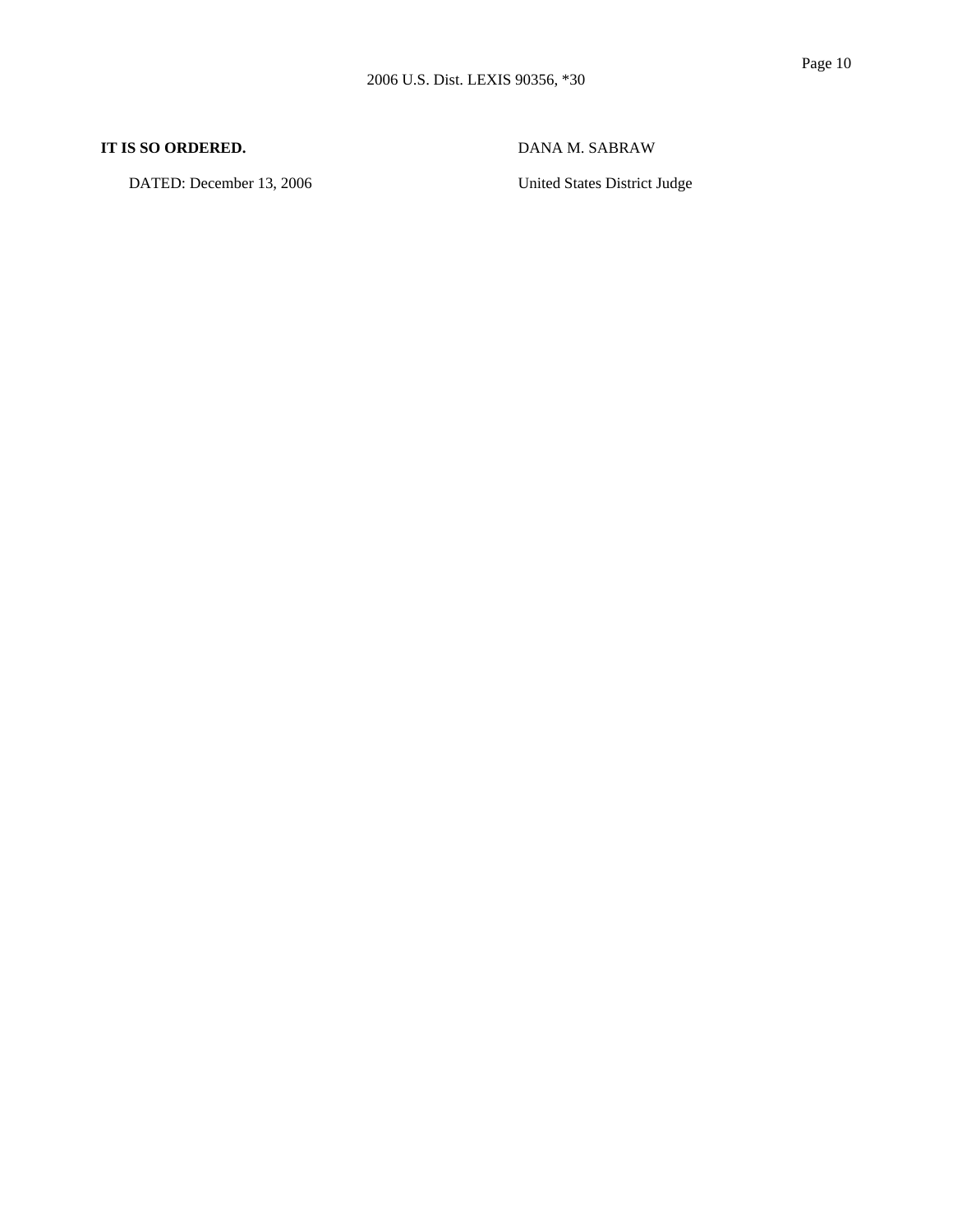**IT IS SO ORDERED.**

DATED: December 13, 2006

DANA M. SABRAW

United States District Judge